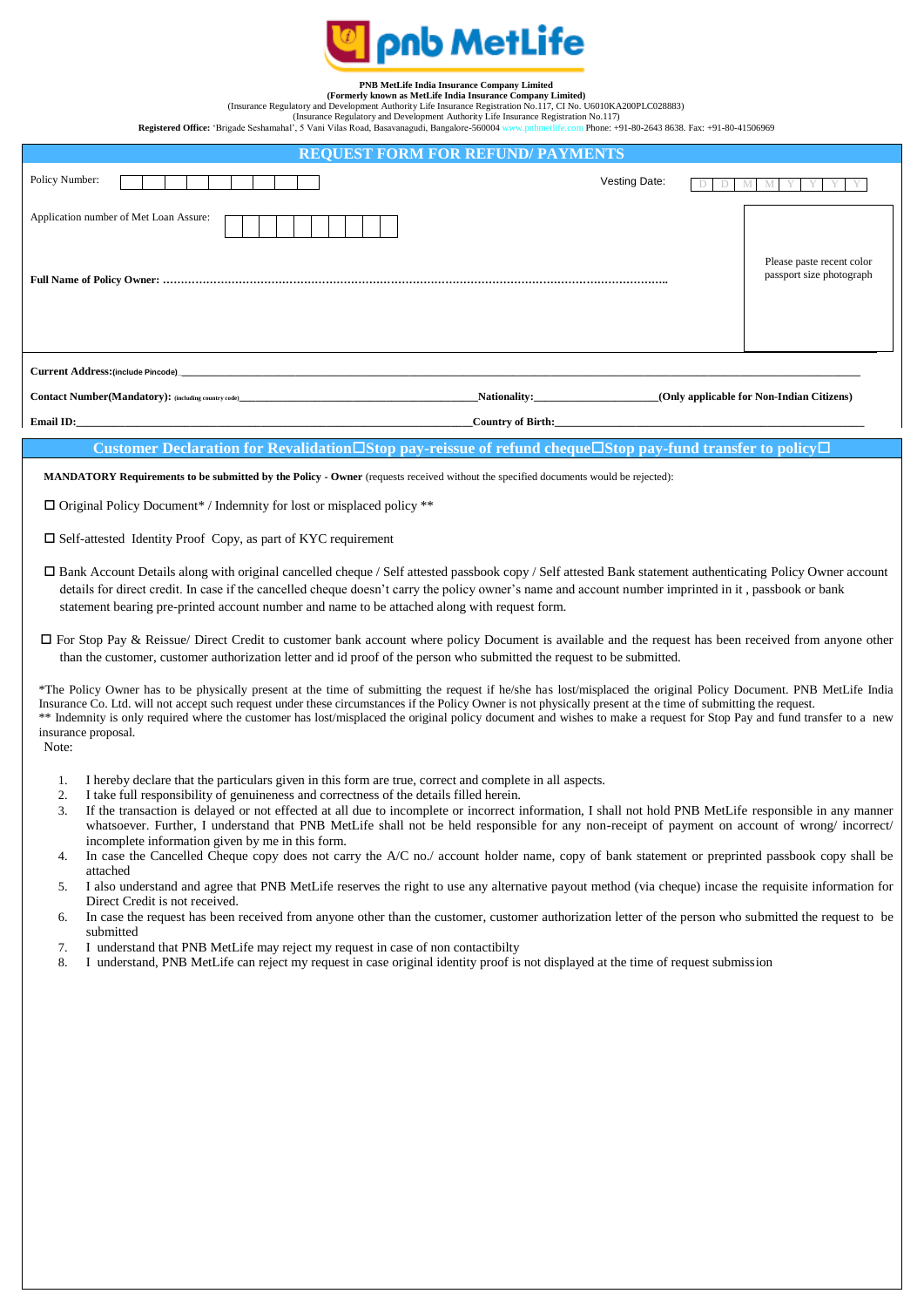**PNB MetLife India Insurance Company Limited**
**(Formerly known as MetLife India Insurance Company Limited)**
(Insurance Regulatory and Development Authority Life Insurance Registration No.117, CI No. U6010KA200PLC028883)
(Insurance Regulatory and Development Authority Life Insurance Registration No.117)
**Registered Office:** 'Brigade Seshamahal', 5 Vani Vilas Road, Basavanagudi, Bangalore-560004 www.pnbmetlife.com Phone: +91-80-2643 8638. Fax: +91-80-41506969

## REQUEST FORM FOR REFUND/ PAYMENTS

Policy Number: | | | | | | | | | |

Vesting Date: D D M M Y Y Y Y

Application number of Met Loan Assure: | | | | | | | | | | |

Please paste recent color passport size photograph

**Full Name of Policy Owner:** ……………………………………………………………………………………………………………………………..

**Current Address:(include Pincode)** ________________________________________________

**Contact Number(Mandatory):** (including country code)________________________ **Nationality:**____________ **(Only applicable for Non-Indian Citizens)**

**Email ID:**________________________________ **Country of Birth:**________________________________

## Customer Declaration for Revalidation☐Stop pay-reissue of refund cheque☐Stop pay-fund transfer to policy☐

**MANDATORY Requirements to be submitted by the Policy - Owner** (requests received without the specified documents would be rejected):

☐ Original Policy Document* / Indemnity for lost or misplaced policy **

☐ Self-attested Identity Proof Copy, as part of KYC requirement

☐ Bank Account Details along with original cancelled cheque / Self attested passbook copy / Self attested Bank statement authenticating Policy Owner account details for direct credit. In case if the cancelled cheque doesn't carry the policy owner's name and account number imprinted in it , passbook or bank statement bearing pre-printed account number and name to be attached along with request form.

☐ For Stop Pay & Reissue/ Direct Credit to customer bank account where policy Document is available and the request has been received from anyone other than the customer, customer authorization letter and id proof of the person who submitted the request to be submitted.

*The Policy Owner has to be physically present at the time of submitting the request if he/she has lost/misplaced the original Policy Document. PNB MetLife India Insurance Co. Ltd. will not accept such request under these circumstances if the Policy Owner is not physically present at the time of submitting the request.
** Indemnity is only required where the customer has lost/misplaced the original policy document and wishes to make a request for Stop Pay and fund transfer to a new insurance proposal.

Note:

1. I hereby declare that the particulars given in this form are true, correct and complete in all aspects.
2. I take full responsibility of genuineness and correctness of the details filled herein.
3. If the transaction is delayed or not effected at all due to incomplete or incorrect information, I shall not hold PNB MetLife responsible in any manner whatsoever. Further, I understand that PNB MetLife shall not be held responsible for any non-receipt of payment on account of wrong/ incorrect/ incomplete information given by me in this form.
4. In case the Cancelled Cheque copy does not carry the A/C no./ account holder name, copy of bank statement or preprinted passbook copy shall be attached
5. I also understand and agree that PNB MetLife reserves the right to use any alternative payout method (via cheque) incase the requisite information for Direct Credit is not received.
6. In case the request has been received from anyone other than the customer, customer authorization letter of the person who submitted the request to be submitted
7. I understand that PNB MetLife may reject my request in case of non contactibilty
8. I understand, PNB MetLife can reject my request in case original identity proof is not displayed at the time of request submission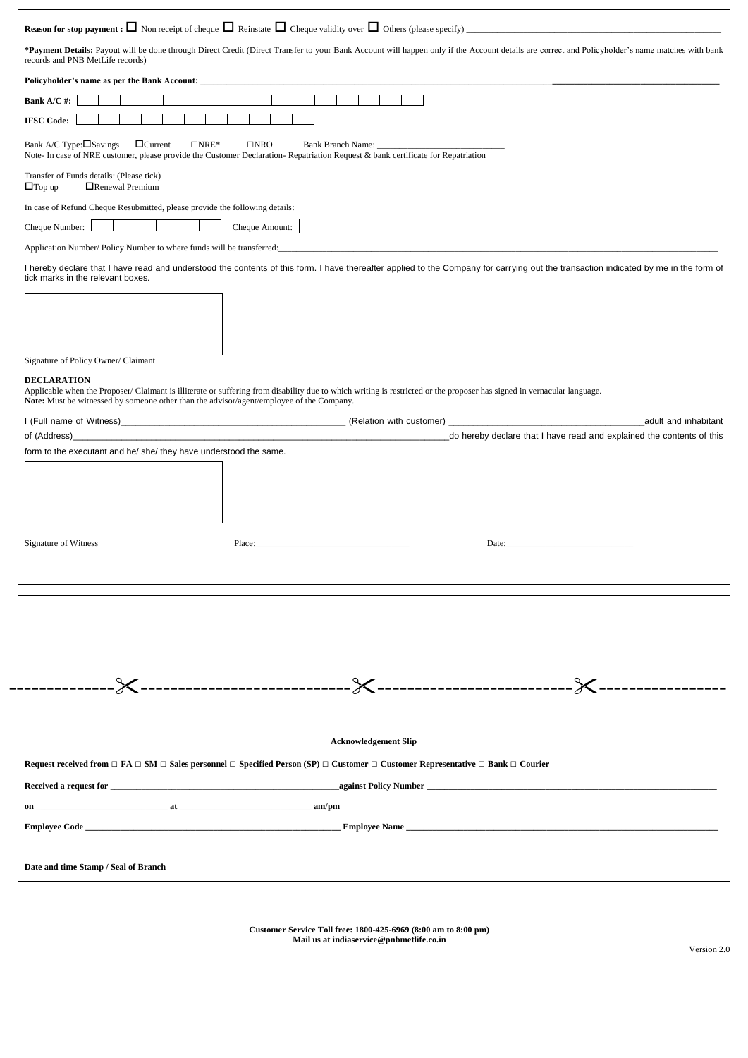**Reason for stop payment :** ☐ Non receipt of cheque ☐ Reinstate ☐ Cheque validity over ☐ Others (please specify) ___________________________

**\*Payment Details:** Payout will be done through Direct Credit (Direct Transfer to your Bank Account will happen only if the Account details are correct and Policyholder's name matches with bank records and PNB MetLife records)

**Policyholder's name as per the Bank Account:** ___________________________

**Bank A/C #:** ☐☐☐☐☐☐☐☐☐☐☐☐☐☐☐☐☐☐

**IFSC Code:** ☐☐☐☐☐☐☐☐☐☐☐

Bank A/C Type: ☐Savings ☐Current ☐NRE\* ☐NRO Bank Branch Name: ___________________________

Note- In case of NRE customer, please provide the Customer Declaration- Repatriation Request & bank certificate for Repatriation

Transfer of Funds details: (Please tick)

☐Top up ☐Renewal Premium

In case of Refund Cheque Resubmitted, please provide the following details:

Cheque Number: ☐☐☐☐☐☐☐☐ Cheque Amount: ___________

Application Number/ Policy Number to where funds will be transferred: ___________________________

I hereby declare that I have read and understood the contents of this form. I have thereafter applied to the Company for carrying out the transaction indicated by me in the form of tick marks in the relevant boxes.

Signature of Policy Owner/ Claimant

**DECLARATION**

Applicable when the Proposer/ Claimant is illiterate or suffering from disability due to which writing is restricted or the proposer has signed in vernacular language.

**Note:** Must be witnessed by someone other than the advisor/agent/employee of the Company.

I (Full name of Witness)___________________________ (Relation with customer) ___________________________ adult and inhabitant of (Address)___________________________ do hereby declare that I have read and explained the contents of this form to the executant and he/ she/ they have understood the same.

Signature of Witness Place:___________________ Date:___________________

---

**Acknowledgement Slip**

**Request received from** ☐ **FA** ☐ **SM** ☐ **Sales personnel** ☐ **Specified Person (SP)** ☐ **Customer** ☐ **Customer Representative** ☐ **Bank** ☐ **Courier**

**Received a request for** ___________________________ **against Policy Number** ___________________________

**on** ___________________ **at** ___________________ **am/pm**

**Employee Code** ___________________________ **Employee Name** ___________________________

**Date and time Stamp / Seal of Branch**

**Customer Service Toll free: 1800-425-6969 (8:00 am to 8:00 pm)**
**Mail us at indiaservice@pnbmetlife.co.in**

Version 2.0